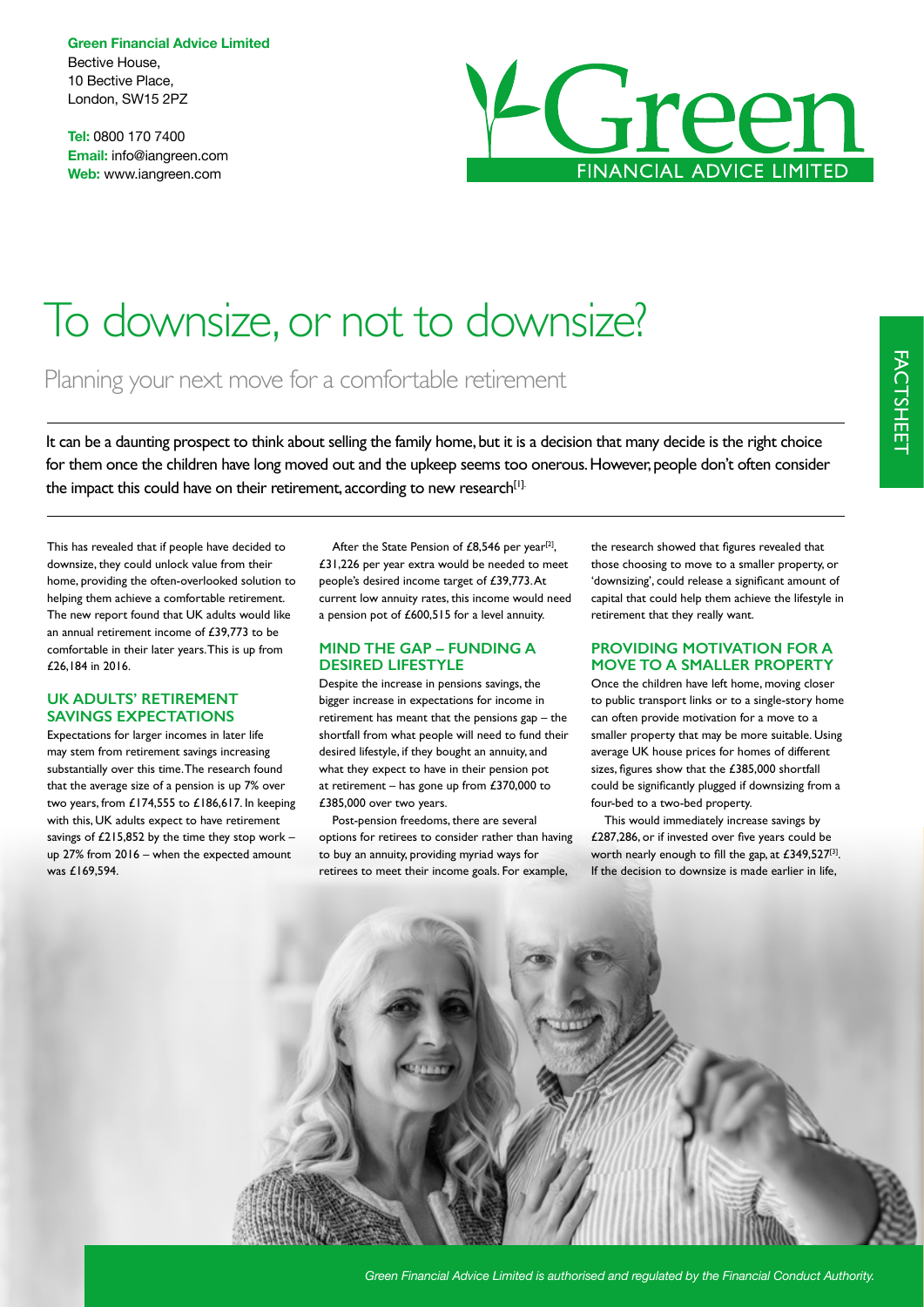**Green Financial Advice Limited**
Bective House,
10 Bective Place,
London, SW15 2PZ

**Tel:** 0800 170 7400
**Email:** info@iangreen.com
**Web:** www.iangreen.com

FACTSHEET

# To downsize, or not to downsize?

## Planning your next move for a comfortable retirement

It can be a daunting prospect to think about selling the family home, but it is a decision that many decide is the right choice for them once the children have long moved out and the upkeep seems too onerous. However, people don't often consider the impact this could have on their retirement, according to new research[1].

This has revealed that if people have decided to downsize, they could unlock value from their home, providing the often-overlooked solution to helping them achieve a comfortable retirement. The new report found that UK adults would like an annual retirement income of £39,773 to be comfortable in their later years. This is up from £26,184 in 2016.

### UK ADULTS' RETIREMENT SAVINGS EXPECTATIONS

Expectations for larger incomes in later life may stem from retirement savings increasing substantially over this time. The research found that the average size of a pension is up 7% over two years, from £174,555 to £186,617. In keeping with this, UK adults expect to have retirement savings of £215,852 by the time they stop work – up 27% from 2016 – when the expected amount was £169,594.

After the State Pension of £8,546 per year[2], £31,226 per year extra would be needed to meet people's desired income target of £39,773. At current low annuity rates, this income would need a pension pot of £600,515 for a level annuity.

### MIND THE GAP – FUNDING A DESIRED LIFESTYLE

Despite the increase in pensions savings, the bigger increase in expectations for income in retirement has meant that the pensions gap – the shortfall from what people will need to fund their desired lifestyle, if they bought an annuity, and what they expect to have in their pension pot at retirement – has gone up from £370,000 to £385,000 over two years.

Post-pension freedoms, there are several options for retirees to consider rather than having to buy an annuity, providing myriad ways for retirees to meet their income goals. For example, the research showed that figures revealed that those choosing to move to a smaller property, or 'downsizing', could release a significant amount of capital that could help them achieve the lifestyle in retirement that they really want.

### PROVIDING MOTIVATION FOR A MOVE TO A SMALLER PROPERTY

Once the children have left home, moving closer to public transport links or to a single-story home can often provide motivation for a move to a smaller property that may be more suitable. Using average UK house prices for homes of different sizes, figures show that the £385,000 shortfall could be significantly plugged if downsizing from a four-bed to a two-bed property.

This would immediately increase savings by £287,286, or if invested over five years could be worth nearly enough to fill the gap, at £349,527[3]. If the decision to downsize is made earlier in life,

*Green Financial Advice Limited is authorised and regulated by the Financial Conduct Authority.*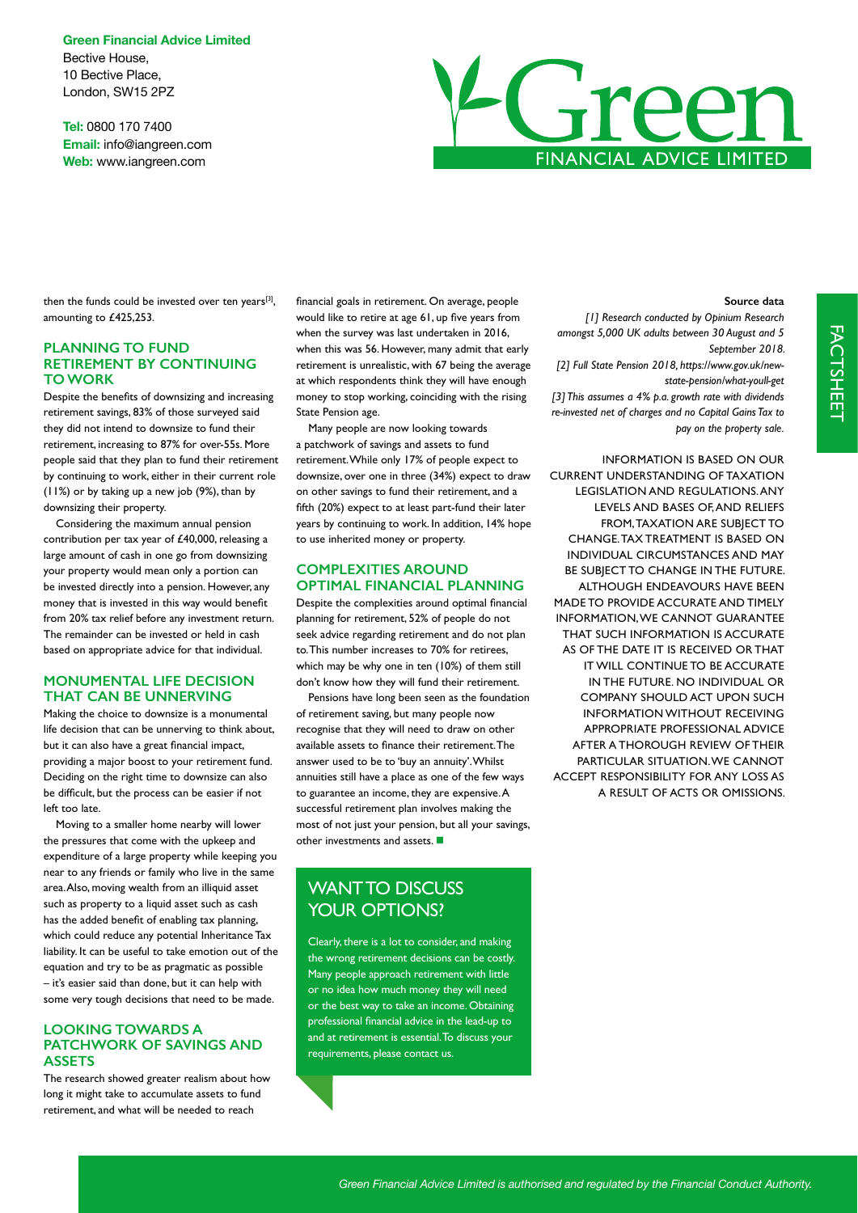**Green Financial Advice Limited**
Bective House,
10 Bective Place,
London, SW15 2PZ

**Tel:** 0800 170 7400
**Email:** info@iangreen.com
**Web:** www.iangreen.com

then the funds could be invested over ten years[3], amounting to £425,253.

## PLANNING TO FUND RETIREMENT BY CONTINUING TO WORK

Despite the benefits of downsizing and increasing retirement savings, 83% of those surveyed said they did not intend to downsize to fund their retirement, increasing to 87% for over-55s. More people said that they plan to fund their retirement by continuing to work, either in their current role (11%) or by taking up a new job (9%), than by downsizing their property.

Considering the maximum annual pension contribution per tax year of £40,000, releasing a large amount of cash in one go from downsizing your property would mean only a portion can be invested directly into a pension. However, any money that is invested in this way would benefit from 20% tax relief before any investment return. The remainder can be invested or held in cash based on appropriate advice for that individual.

## MONUMENTAL LIFE DECISION THAT CAN BE UNNERVING

Making the choice to downsize is a monumental life decision that can be unnerving to think about, but it can also have a great financial impact, providing a major boost to your retirement fund. Deciding on the right time to downsize can also be difficult, but the process can be easier if not left too late.

Moving to a smaller home nearby will lower the pressures that come with the upkeep and expenditure of a large property while keeping you near to any friends or family who live in the same area. Also, moving wealth from an illiquid asset such as property to a liquid asset such as cash has the added benefit of enabling tax planning, which could reduce any potential Inheritance Tax liability. It can be useful to take emotion out of the equation and try to be as pragmatic as possible – it's easier said than done, but it can help with some very tough decisions that need to be made.

## LOOKING TOWARDS A PATCHWORK OF SAVINGS AND ASSETS

The research showed greater realism about how long it might take to accumulate assets to fund retirement, and what will be needed to reach financial goals in retirement. On average, people would like to retire at age 61, up five years from when the survey was last undertaken in 2016, when this was 56. However, many admit that early retirement is unrealistic, with 67 being the average at which respondents think they will have enough money to stop working, coinciding with the rising State Pension age.

Many people are now looking towards a patchwork of savings and assets to fund retirement. While only 17% of people expect to downsize, over one in three (34%) expect to draw on other savings to fund their retirement, and a fifth (20%) expect to at least part-fund their later years by continuing to work. In addition, 14% hope to use inherited money or property.

## COMPLEXITIES AROUND OPTIMAL FINANCIAL PLANNING

Despite the complexities around optimal financial planning for retirement, 52% of people do not seek advice regarding retirement and do not plan to. This number increases to 70% for retirees, which may be why one in ten (10%) of them still don't know how they will fund their retirement.

Pensions have long been seen as the foundation of retirement saving, but many people now recognise that they will need to draw on other available assets to finance their retirement. The answer used to be to 'buy an annuity'. Whilst annuities still have a place as one of the few ways to guarantee an income, they are expensive. A successful retirement plan involves making the most of not just your pension, but all your savings, other investments and assets.

## WANT TO DISCUSS YOUR OPTIONS?

Clearly, there is a lot to consider, and making the wrong retirement decisions can be costly. Many people approach retirement with little or no idea how much money they will need or the best way to take an income. Obtaining professional financial advice in the lead-up to and at retirement is essential. To discuss your requirements, please contact us.

**Source data**

*[1] Research conducted by Opinium Research amongst 5,000 UK adults between 30 August and 5 September 2018.*

*[2] Full State Pension 2018, https://www.gov.uk/new-state-pension/what-youll-get*

*[3] This assumes a 4% p.a. growth rate with dividends re-invested net of charges and no Capital Gains Tax to pay on the property sale.*

INFORMATION IS BASED ON OUR CURRENT UNDERSTANDING OF TAXATION LEGISLATION AND REGULATIONS. ANY LEVELS AND BASES OF, AND RELIEFS FROM, TAXATION ARE SUBJECT TO CHANGE. TAX TREATMENT IS BASED ON INDIVIDUAL CIRCUMSTANCES AND MAY BE SUBJECT TO CHANGE IN THE FUTURE. ALTHOUGH ENDEAVOURS HAVE BEEN MADE TO PROVIDE ACCURATE AND TIMELY INFORMATION, WE CANNOT GUARANTEE THAT SUCH INFORMATION IS ACCURATE AS OF THE DATE IT IS RECEIVED OR THAT IT WILL CONTINUE TO BE ACCURATE IN THE FUTURE. NO INDIVIDUAL OR COMPANY SHOULD ACT UPON SUCH INFORMATION WITHOUT RECEIVING APPROPRIATE PROFESSIONAL ADVICE AFTER A THOROUGH REVIEW OF THEIR PARTICULAR SITUATION. WE CANNOT ACCEPT RESPONSIBILITY FOR ANY LOSS AS A RESULT OF ACTS OR OMISSIONS.

*Green Financial Advice Limited is authorised and regulated by the Financial Conduct Authority.*